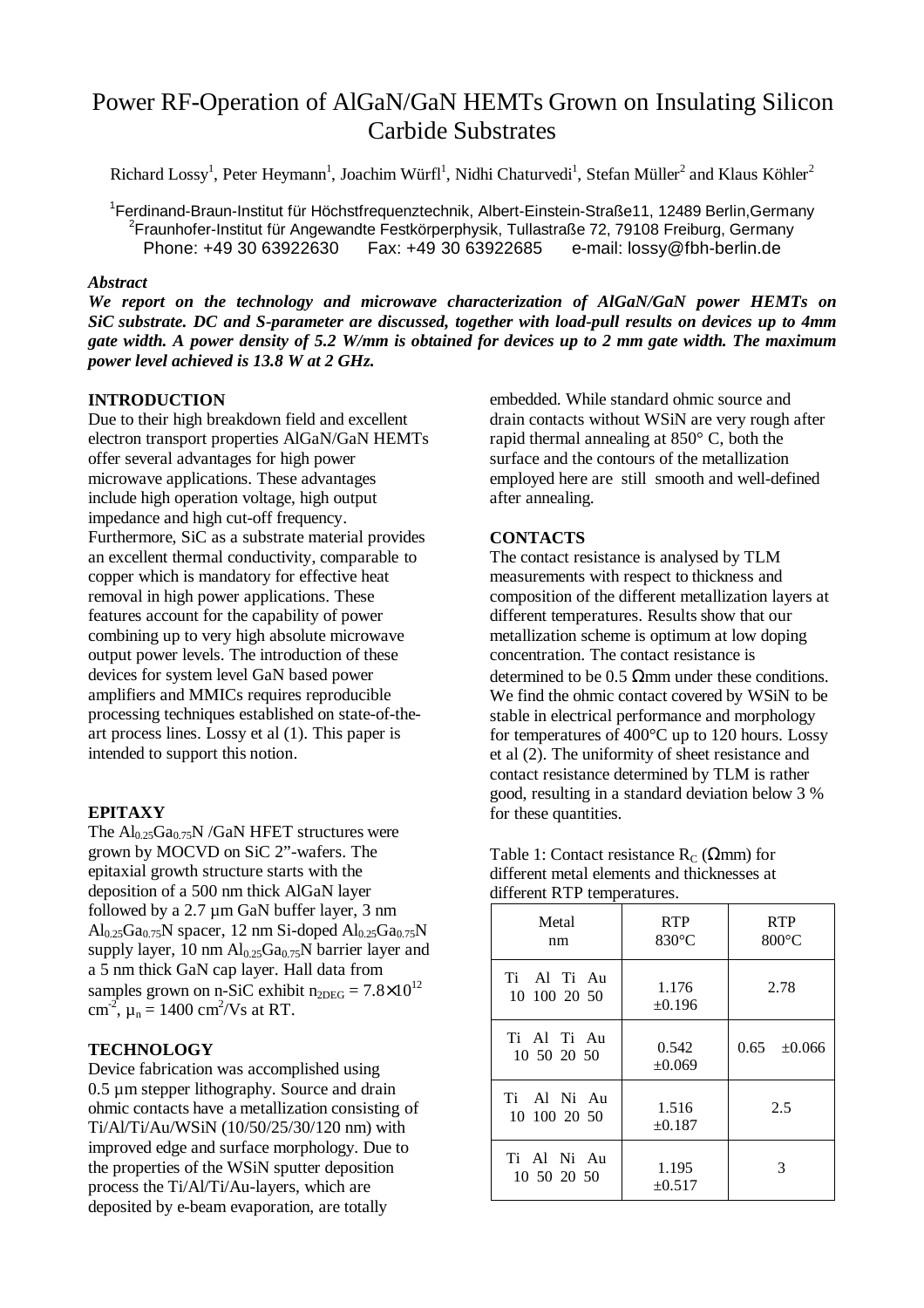# Power RF-Operation of AlGaN/GaN HEMTs Grown on Insulating Silicon Carbide Substrates

Richard Lossy[1], Peter Heymann[1], Joachim Würfl[1], Nidhi Chaturvedi[1], Stefan Müller[2] and Klaus Köhler[2]

[1]Ferdinand-Braun-Institut für Höchstfrequenztechnik, Albert-Einstein-Straße11, 12489 Berlin,Germany
[2]Fraunhofer-Institut für Angewandte Festkörperphysik, Tullastraße 72, 79108 Freiburg, Germany
Phone: +49 30 63922630   Fax: +49 30 63922685   e-mail: lossy@fbh-berlin.de

***Abstract***

***We report on the technology and microwave characterization of AlGaN/GaN power HEMTs on SiC substrate. DC and S-parameter are discussed, together with load-pull results on devices up to 4mm gate width. A power density of 5.2 W/mm is obtained for devices up to 2 mm gate width. The maximum power level achieved is 13.8 W at 2 GHz.***

## INTRODUCTION

Due to their high breakdown field and excellent electron transport properties AlGaN/GaN HEMTs offer several advantages for high power microwave applications. These advantages include high operation voltage, high output impedance and high cut-off frequency. Furthermore, SiC as a substrate material provides an excellent thermal conductivity, comparable to copper which is mandatory for effective heat removal in high power applications. These features account for the capability of power combining up to very high absolute microwave output power levels. The introduction of these devices for system level GaN based power amplifiers and MMICs requires reproducible processing techniques established on state-of-the-art process lines. Lossy et al (1). This paper is intended to support this notion.

## EPITAXY

The $Al_{0.25}Ga_{0.75}N$ /GaN HFET structures were grown by MOCVD on SiC 2"-wafers. The epitaxial growth structure starts with the deposition of a 500 nm thick AlGaN layer followed by a 2.7 µm GaN buffer layer, 3 nm $Al_{0.25}Ga_{0.75}N$ spacer, 12 nm Si-doped $Al_{0.25}Ga_{0.75}N$ supply layer, 10 nm $Al_{0.25}Ga_{0.75}N$ barrier layer and a 5 nm thick GaN cap layer. Hall data from samples grown on n-SiC exhibit $n_{2DEG} = 7.8\times10^{12}$ $cm^{-2}$, $\mu_n = 1400$ $cm^2/Vs$ at RT.

## TECHNOLOGY

Device fabrication was accomplished using 0.5 µm stepper lithography. Source and drain ohmic contacts have a metallization consisting of Ti/Al/Ti/Au/WSiN (10/50/25/30/120 nm) with improved edge and surface morphology. Due to the properties of the WSiN sputter deposition process the Ti/Al/Ti/Au-layers, which are deposited by e-beam evaporation, are totally embedded. While standard ohmic source and drain contacts without WSiN are very rough after rapid thermal annealing at 850° C, both the surface and the contours of the metallization employed here are still smooth and well-defined after annealing.

## CONTACTS

The contact resistance is analysed by TLM measurements with respect to thickness and composition of the different metallization layers at different temperatures. Results show that our metallization scheme is optimum at low doping concentration. The contact resistance is determined to be 0.5 Ωmm under these conditions. We find the ohmic contact covered by WSiN to be stable in electrical performance and morphology for temperatures of 400°C up to 120 hours. Lossy et al (2). The uniformity of sheet resistance and contact resistance determined by TLM is rather good, resulting in a standard deviation below 3 % for these quantities.

Table 1: Contact resistance $R_C$ (Ωmm) for different metal elements and thicknesses at different RTP temperatures.

| Metal nm | RTP 830°C | RTP 800°C |
|---|---|---|
| Ti Al Ti Au 10 100 20 50 | 1.176 ±0.196 | 2.78 |
| Ti Al Ti Au 10 50 20 50 | 0.542 ±0.069 | 0.65 ±0.066 |
| Ti Al Ni Au 10 100 20 50 | 1.516 ±0.187 | 2.5 |
| Ti Al Ni Au 10 50 20 50 | 1.195 ±0.517 | 3 |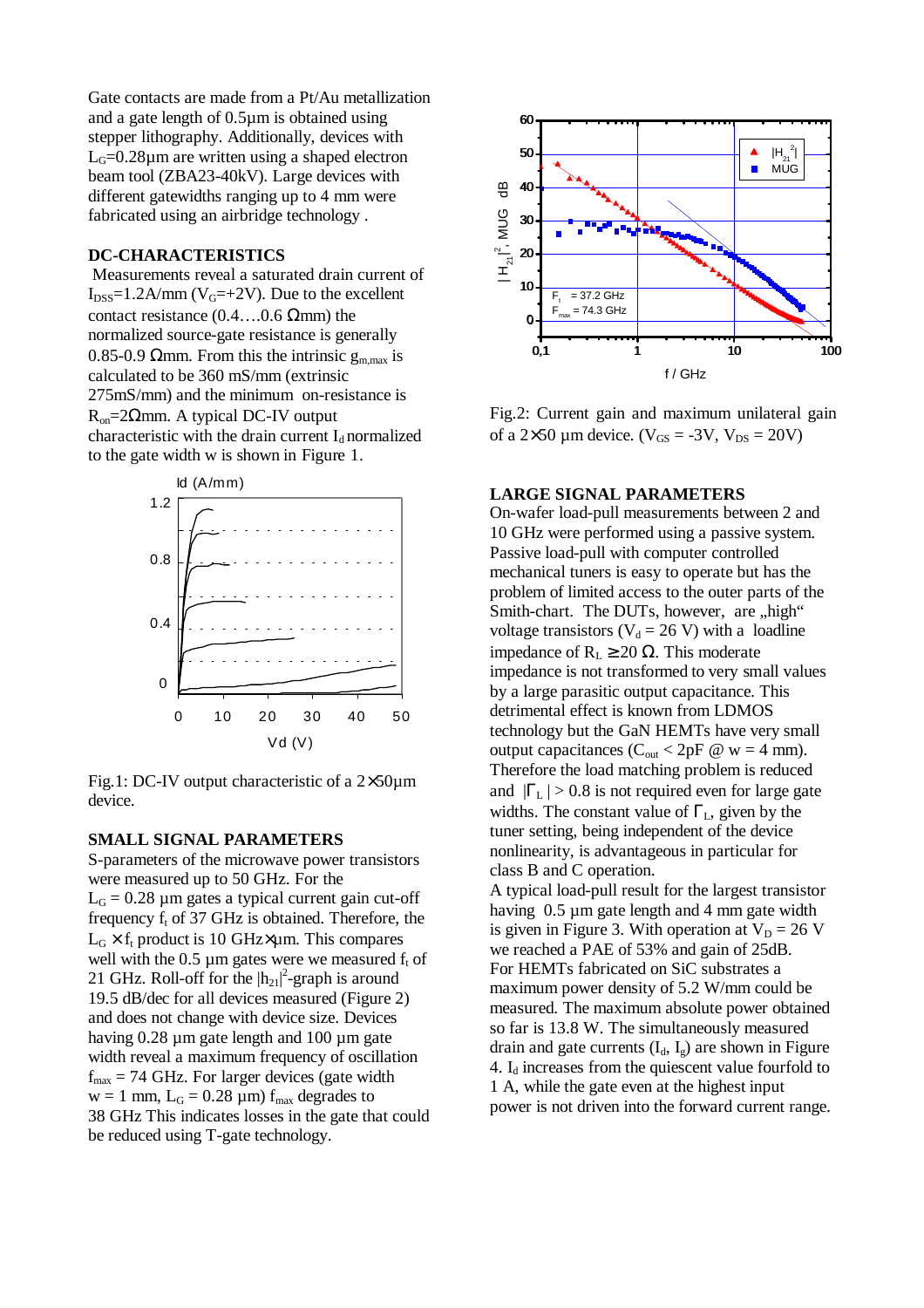Gate contacts are made from a Pt/Au metallization and a gate length of 0.5µm is obtained using stepper lithography. Additionally, devices with $L_G$=0.28µm are written using a shaped electron beam tool (ZBA23-40kV). Large devices with different gatewidths ranging up to 4 mm were fabricated using an airbridge technology .

### DC-CHARACTERISTICS

Measurements reveal a saturated drain current of $I_{DSS}$=1.2A/mm ($V_G$=+2V). Due to the excellent contact resistance (0.4….0.6 Ωmm) the normalized source-gate resistance is generally 0.85-0.9 Ωmm. From this the intrinsic $g_{m,max}$ is calculated to be 360 mS/mm (extrinsic 275mS/mm) and the minimum on-resistance is $R_{on}$=2Ωmm. A typical DC-IV output characteristic with the drain current $I_d$ normalized to the gate width w is shown in Figure 1.

Fig.1: DC-IV output characteristic of a 2×50µm device.

### SMALL SIGNAL PARAMETERS

S-parameters of the microwave power transistors were measured up to 50 GHz. For the $L_G$ = 0.28 µm gates a typical current gain cut-off frequency $f_t$ of 37 GHz is obtained. Therefore, the $L_G \times f_t$ product is 10 GHz×µm. This compares well with the 0.5 µm gates were we measured $f_t$ of 21 GHz. Roll-off for the $|h_{21}|^2$-graph is around 19.5 dB/dec for all devices measured (Figure 2) and does not change with device size. Devices having 0.28 µm gate length and 100 µm gate width reveal a maximum frequency of oscillation $f_{max}$ = 74 GHz. For larger devices (gate width w = 1 mm, $L_G$ = 0.28 µm) $f_{max}$ degrades to 38 GHz This indicates losses in the gate that could be reduced using T-gate technology.

Fig.2: Current gain and maximum unilateral gain of a 2×50 µm device. ($V_{GS}$ = -3V, $V_{DS}$ = 20V)

### LARGE SIGNAL PARAMETERS

On-wafer load-pull measurements between 2 and 10 GHz were performed using a passive system. Passive load-pull with computer controlled mechanical tuners is easy to operate but has the problem of limited access to the outer parts of the Smith-chart. The DUTs, however, are „high" voltage transistors ($V_d$ = 26 V) with a loadline impedance of $R_L \geq 20\ \Omega$. This moderate impedance is not transformed to very small values by a large parasitic output capacitance. This detrimental effect is known from LDMOS technology but the GaN HEMTs have very small output capacitances ($C_{out}$ < 2pF @ w = 4 mm). Therefore the load matching problem is reduced and $|\Gamma_L| > 0.8$ is not required even for large gate widths. The constant value of $\Gamma_L$, given by the tuner setting, being independent of the device nonlinearity, is advantageous in particular for class B and C operation.

A typical load-pull result for the largest transistor having 0.5 µm gate length and 4 mm gate width is given in Figure 3. With operation at $V_D$ = 26 V we reached a PAE of 53% and gain of 25dB. For HEMTs fabricated on SiC substrates a maximum power density of 5.2 W/mm could be measured. The maximum absolute power obtained so far is 13.8 W. The simultaneously measured drain and gate currents ($I_d$, $I_g$) are shown in Figure 4. $I_d$ increases from the quiescent value fourfold to 1 A, while the gate even at the highest input power is not driven into the forward current range.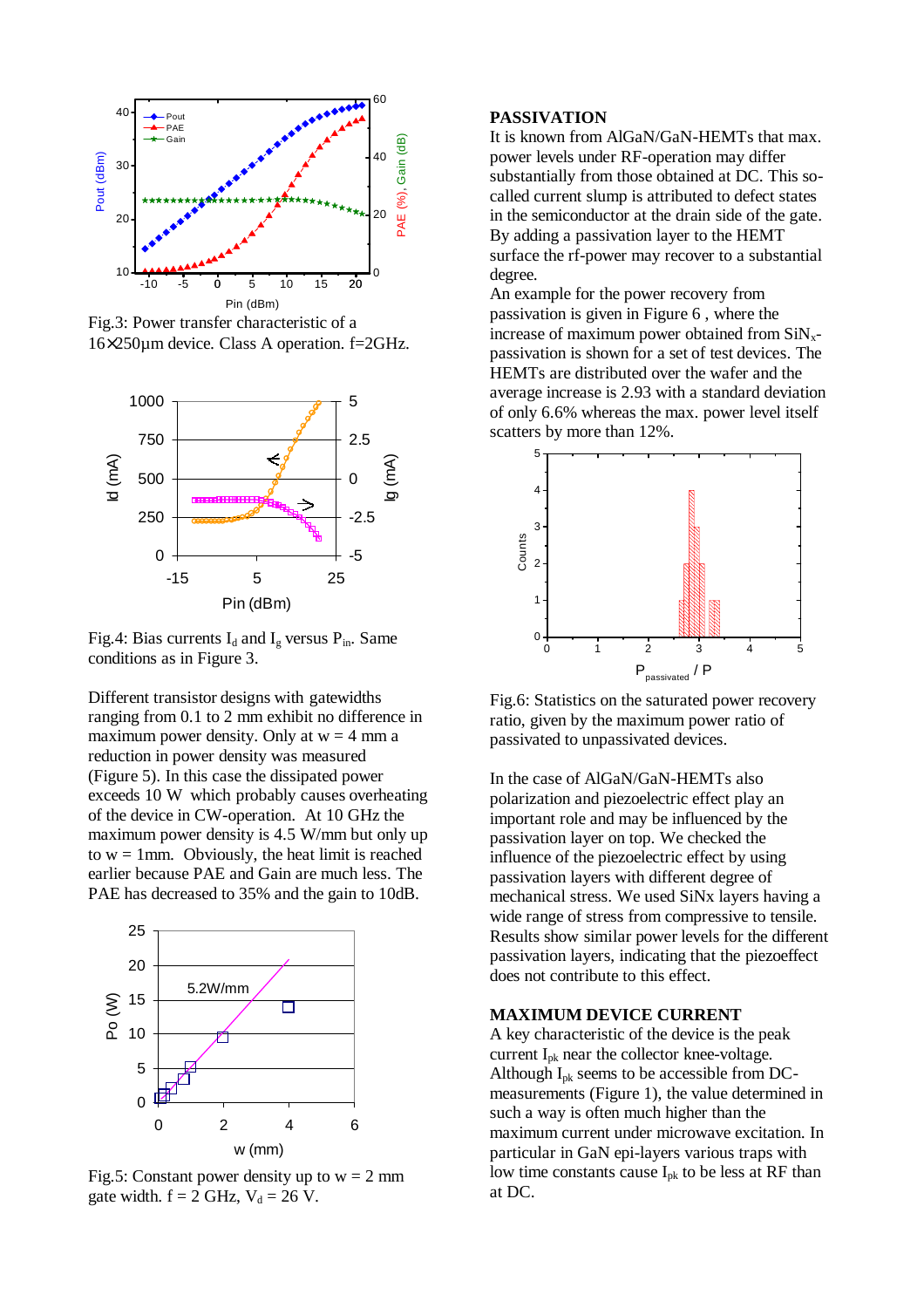Fig.3: Power transfer characteristic of a 16×250µm device. Class A operation. f=2GHz.

Fig.4: Bias currents $I_d$ and $I_g$ versus $P_{in}$. Same conditions as in Figure 3.

Different transistor designs with gatewidths ranging from 0.1 to 2 mm exhibit no difference in maximum power density. Only at w = 4 mm a reduction in power density was measured (Figure 5). In this case the dissipated power exceeds 10 W which probably causes overheating of the device in CW-operation. At 10 GHz the maximum power density is 4.5 W/mm but only up to w = 1mm. Obviously, the heat limit is reached earlier because PAE and Gain are much less. The PAE has decreased to 35% and the gain to 10dB.

Fig.5: Constant power density up to w = 2 mm gate width. f = 2 GHz, $V_d$ = 26 V.

## PASSIVATION

It is known from AlGaN/GaN-HEMTs that max. power levels under RF-operation may differ substantially from those obtained at DC. This so-called current slump is attributed to defect states in the semiconductor at the drain side of the gate. By adding a passivation layer to the HEMT surface the rf-power may recover to a substantial degree.

An example for the power recovery from passivation is given in Figure 6 , where the increase of maximum power obtained from $SiN_x$-passivation is shown for a set of test devices. The HEMTs are distributed over the wafer and the average increase is 2.93 with a standard deviation of only 6.6% whereas the max. power level itself scatters by more than 12%.

Fig.6: Statistics on the saturated power recovery ratio, given by the maximum power ratio of passivated to unpassivated devices.

In the case of AlGaN/GaN-HEMTs also polarization and piezoelectric effect play an important role and may be influenced by the passivation layer on top. We checked the influence of the piezoelectric effect by using passivation layers with different degree of mechanical stress. We used SiNx layers having a wide range of stress from compressive to tensile. Results show similar power levels for the different passivation layers, indicating that the piezoeffect does not contribute to this effect.

## MAXIMUM DEVICE CURRENT

A key characteristic of the device is the peak current $I_{pk}$ near the collector knee-voltage. Although $I_{pk}$ seems to be accessible from DC-measurements (Figure 1), the value determined in such a way is often much higher than the maximum current under microwave excitation. In particular in GaN epi-layers various traps with low time constants cause $I_{pk}$ to be less at RF than at DC.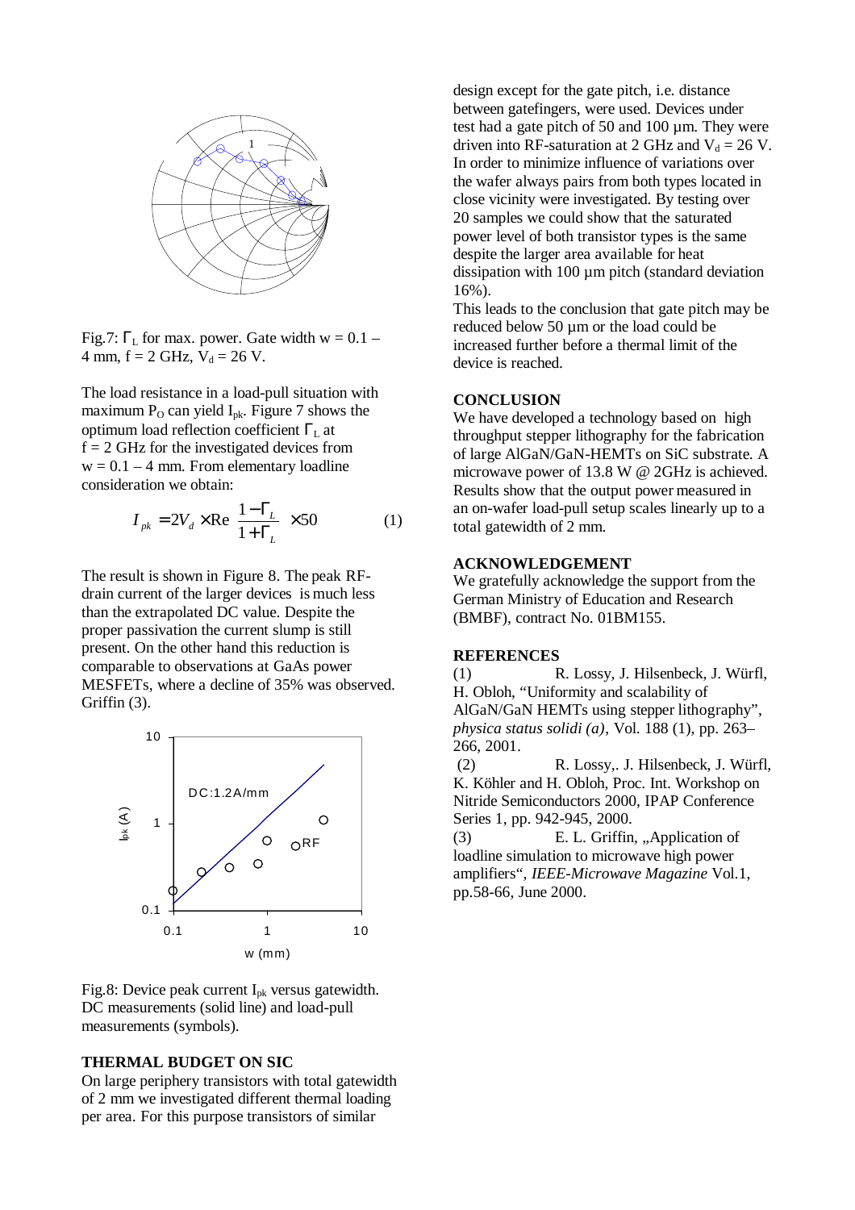1

Fig.7: $\Gamma_L$ for max. power. Gate width w = 0.1 – 4 mm, f = 2 GHz, $V_d$ = 26 V.

The load resistance in a load-pull situation with maximum $P_O$ can yield $I_{pk}$. Figure 7 shows the optimum load reflection coefficient $\Gamma_L$ at f = 2 GHz for the investigated devices from w = 0.1 – 4 mm. From elementary loadline consideration we obtain:

$$I_{pk} = 2V_d \times \text{Re}\left(\frac{1-\Gamma_L}{1+\Gamma_L}\right) \times 50 \qquad (1)$$

The result is shown in Figure 8. The peak RF-drain current of the larger devices is much less than the extrapolated DC value. Despite the proper passivation the current slump is still present. On the other hand this reduction is comparable to observations at GaAs power MESFETs, where a decline of 35% was observed. Griffin (3).

10
1
0.1
$I_{pk}$ (A)
DC:1.2A/mm
RF
0.1
1
10
w (mm)

Fig.8: Device peak current $I_{pk}$ versus gatewidth. DC measurements (solid line) and load-pull measurements (symbols).

## THERMAL BUDGET ON SIC

On large periphery transistors with total gatewidth of 2 mm we investigated different thermal loading per area. For this purpose transistors of similar design except for the gate pitch, i.e. distance between gatefingers, were used. Devices under test had a gate pitch of 50 and 100 µm. They were driven into RF-saturation at 2 GHz and $V_d$ = 26 V. In order to minimize influence of variations over the wafer always pairs from both types located in close vicinity were investigated. By testing over 20 samples we could show that the saturated power level of both transistor types is the same despite the larger area available for heat dissipation with 100 µm pitch (standard deviation 16%).

This leads to the conclusion that gate pitch may be reduced below 50 µm or the load could be increased further before a thermal limit of the device is reached.

## CONCLUSION

We have developed a technology based on high throughput stepper lithography for the fabrication of large AlGaN/GaN-HEMTs on SiC substrate. A microwave power of 13.8 W @ 2GHz is achieved. Results show that the output power measured in an on-wafer load-pull setup scales linearly up to a total gatewidth of 2 mm.

## ACKNOWLEDGEMENT

We gratefully acknowledge the support from the German Ministry of Education and Research (BMBF), contract No. 01BM155.

## REFERENCES

(1) R. Lossy, J. Hilsenbeck, J. Würfl, H. Obloh, “Uniformity and scalability of AlGaN/GaN HEMTs using stepper lithography”, *physica status solidi (a)*, Vol. 188 (1), pp. 263–266, 2001.

(2) R. Lossy,. J. Hilsenbeck, J. Würfl, K. Köhler and H. Obloh, Proc. Int. Workshop on Nitride Semiconductors 2000, IPAP Conference Series 1, pp. 942-945, 2000.

(3) E. L. Griffin, „Application of loadline simulation to microwave high power amplifiers“, *IEEE-Microwave Magazine* Vol.1, pp.58-66, June 2000.